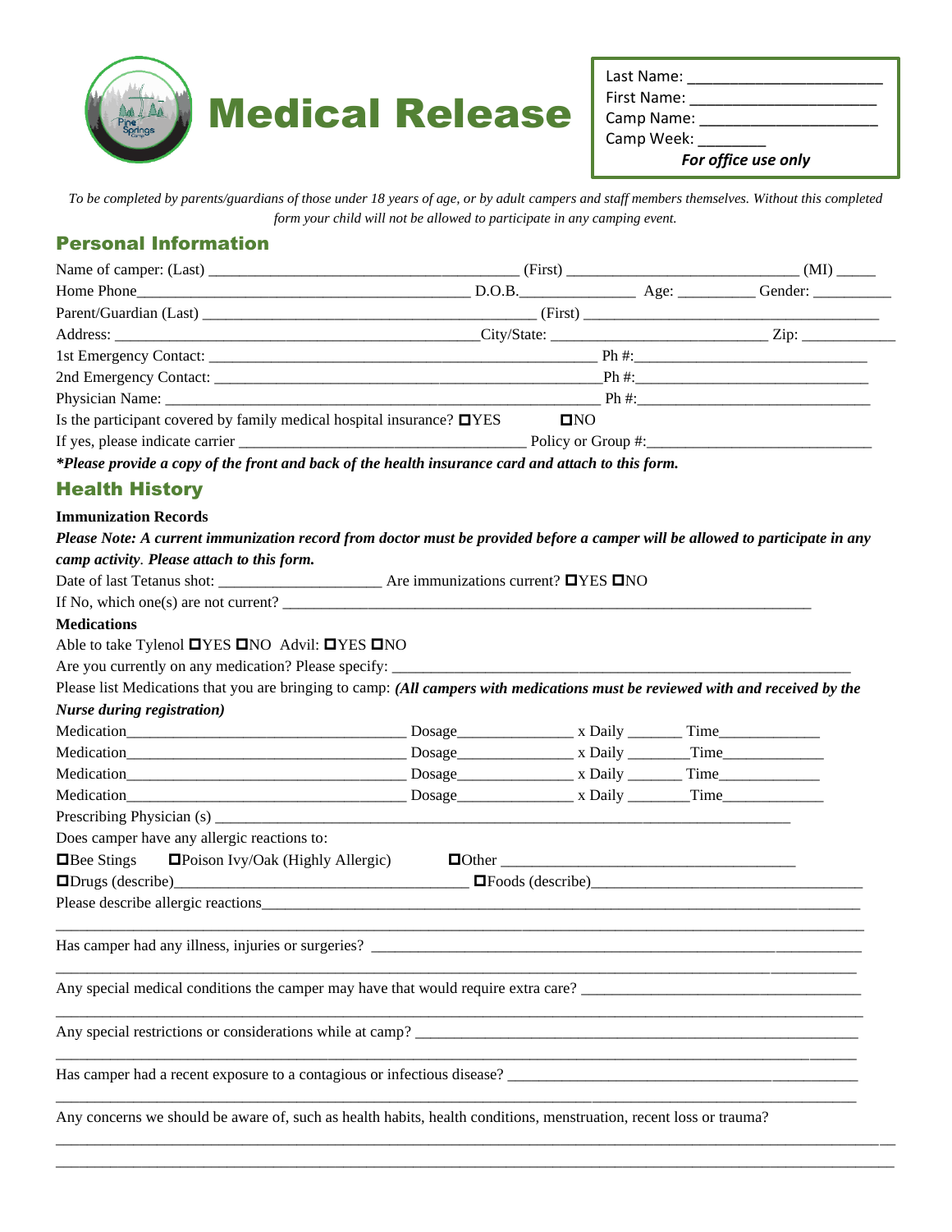# Medical Release

Last Name: ______________________
First Name: _____________________
Camp Name: _____________________
Camp Week: ________
***For office use only***

*To be completed by parents/guardians of those under 18 years of age, or by adult campers and staff members themselves. Without this completed form your child will not be allowed to participate in any camping event.*

## Personal Information

Name of camper: (Last) ____________________________________ (First) ___________________________ (MI) _____

Home Phone_________________________________________ D.O.B.______________ Age: _________ Gender: __________

Parent/Guardian (Last) ____________________________________________ (First) _______________________________________

Address: _______________________________________________City/State: ___________________________ Zip: ____________

1st Emergency Contact: _______________________________________________ Ph #:_____________________________

2nd Emergency Contact: ______________________________________________Ph #:_____________________________

Physician Name: ______________________________________________________ Ph #:_____________________________

Is the participant covered by family medical hospital insurance? ☐YES ☐NO

If yes, please indicate carrier ____________________________________ Policy or Group #:___________________________

***Please provide a copy of the front and back of the health insurance card and attach to this form.**

## Health History

**Immunization Records**

***Please Note: A current immunization record from doctor must be provided before a camper will be allowed to participate in any camp activity. Please attach to this form.***

Date of last Tetanus shot: ____________________ Are immunizations current? ☐YES ☐NO

If No, which one(s) are not current? _______________________________________________________________________

**Medications**

Able to take Tylenol ☐YES ☐NO Advil: ☐YES ☐NO

Are you currently on any medication? Please specify: ___________________________________________________________

Please list Medications that you are bringing to camp: ***(All campers with medications must be reviewed with and received by the Nurse during registration)***

Medication____________________________________ Dosage______________ x Daily _______ Time____________

Medication____________________________________ Dosage______________ x Daily _______ Time____________

Medication____________________________________ Dosage______________ x Daily _______ Time____________

Medication____________________________________ Dosage______________ x Daily _______ Time____________

Prescribing Physician (s) __________________________________________________________________________

Does camper have any allergic reactions to:

☐Bee Stings ☐Poison Ivy/Oak (Highly Allergic) ☐Other _____________________________________

☐Drugs (describe)_____________________________________ ☐Foods (describe)__________________________________

Please describe allergic reactions__________________________________________________________________________

_____________________________________________________________________________________________________

Has camper had any illness, injuries or surgeries? _____________________________________________________________

_____________________________________________________________________________________________________

Any special medical conditions the camper may have that would require extra care? __________________________________

_____________________________________________________________________________________________________

Any special restrictions or considerations while at camp? _______________________________________________________

_____________________________________________________________________________________________________

Has camper had a recent exposure to a contagious or infectious disease? ___________________________________________

_____________________________________________________________________________________________________

Any concerns we should be aware of, such as health habits, health conditions, menstruation, recent loss or trauma?

_____________________________________________________________________________________________________

_____________________________________________________________________________________________________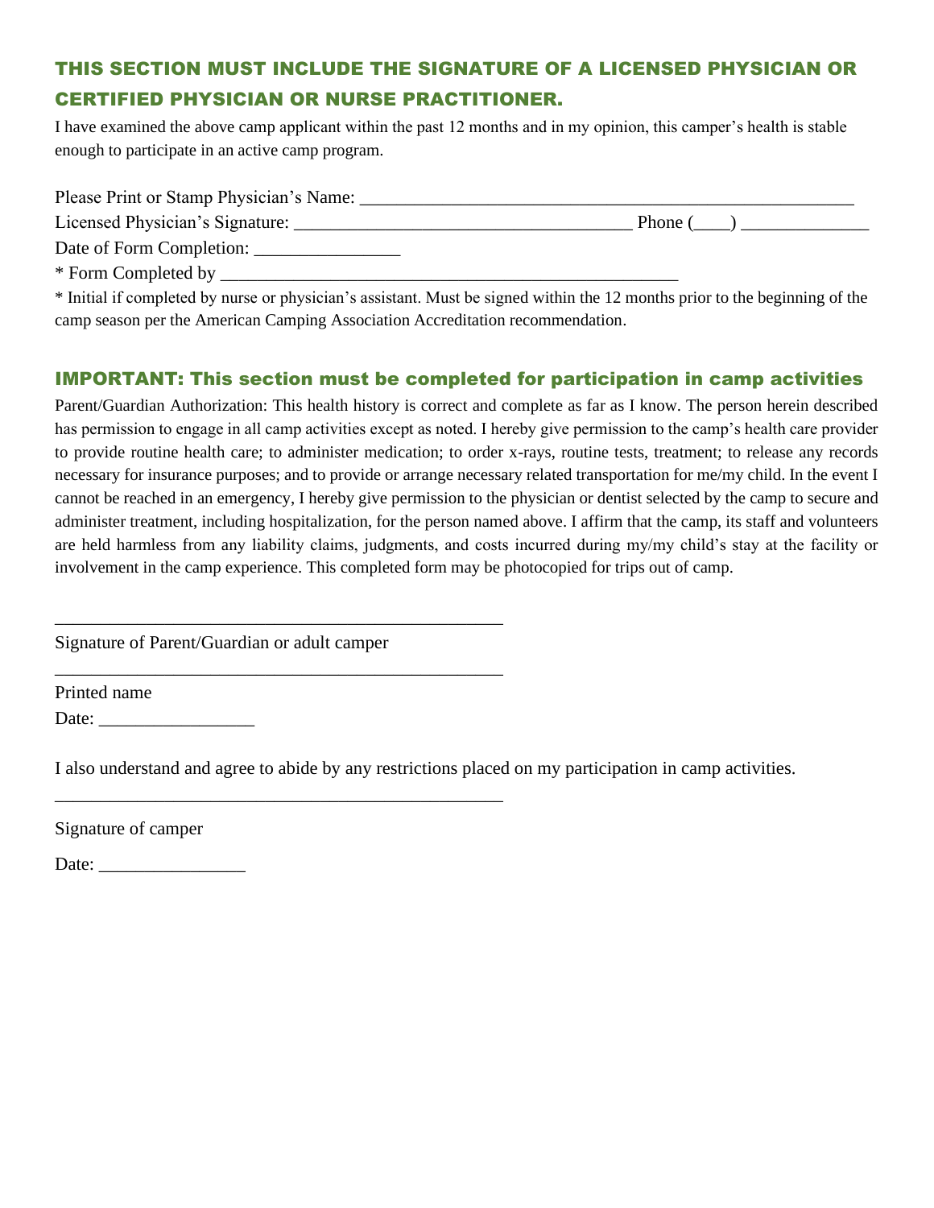## THIS SECTION MUST INCLUDE THE SIGNATURE OF A LICENSED PHYSICIAN OR CERTIFIED PHYSICIAN OR NURSE PRACTITIONER.

I have examined the above camp applicant within the past 12 months and in my opinion, this camper's health is stable enough to participate in an active camp program.

Please Print or Stamp Physician's Name: _______________________________________________________

Licensed Physician's Signature: ____________________________________ Phone (____) _____________

Date of Form Completion: _______________

* Form Completed by ________________________________________________

* Initial if completed by nurse or physician's assistant. Must be signed within the 12 months prior to the beginning of the camp season per the American Camping Association Accreditation recommendation.

## IMPORTANT: This section must be completed for participation in camp activities

Parent/Guardian Authorization: This health history is correct and complete as far as I know. The person herein described has permission to engage in all camp activities except as noted. I hereby give permission to the camp's health care provider to provide routine health care; to administer medication; to order x-rays, routine tests, treatment; to release any records necessary for insurance purposes; and to provide or arrange necessary related transportation for me/my child. In the event I cannot be reached in an emergency, I hereby give permission to the physician or dentist selected by the camp to secure and administer treatment, including hospitalization, for the person named above. I affirm that the camp, its staff and volunteers are held harmless from any liability claims, judgments, and costs incurred during my/my child's stay at the facility or involvement in the camp experience. This completed form may be photocopied for trips out of camp.

_________________________________________________

Signature of Parent/Guardian or adult camper

_________________________________________________

Printed name

Date: ________________

I also understand and agree to abide by any restrictions placed on my participation in camp activities.

_________________________________________________

Signature of camper

Date: ________________